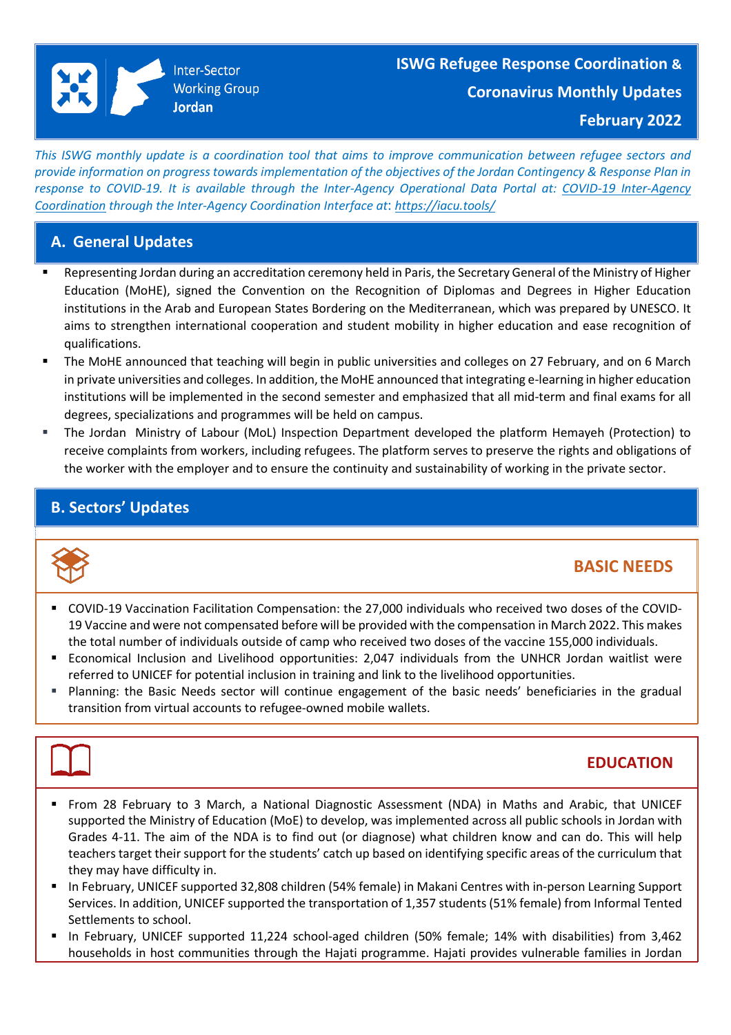Inter-Sector Working Group **Jordan**

# ISWG Refugee Response Coordination & Coronavirus Monthly Updates

**February 2022**

*This ISWG monthly update is a coordination tool that aims to improve communication between refugee sectors and provide information on progress towards implementation of the objectives of the Jordan Contingency & Response Plan in response to COVID-19. It is available through the Inter-Agency Operational Data Portal at: COVID-19 Inter-Agency Coordination through the Inter-Agency Coordination Interface at: https://iacu.tools/*

## A. General Updates

- Representing Jordan during an accreditation ceremony held in Paris, the Secretary General of the Ministry of Higher Education (MoHE), signed the Convention on the Recognition of Diplomas and Degrees in Higher Education institutions in the Arab and European States Bordering on the Mediterranean, which was prepared by UNESCO. It aims to strengthen international cooperation and student mobility in higher education and ease recognition of qualifications.
- The MoHE announced that teaching will begin in public universities and colleges on 27 February, and on 6 March in private universities and colleges. In addition, the MoHE announced that integrating e-learning in higher education institutions will be implemented in the second semester and emphasized that all mid-term and final exams for all degrees, specializations and programmes will be held on campus.
- The Jordan Ministry of Labour (MoL) Inspection Department developed the platform Hemayeh (Protection) to receive complaints from workers, including refugees. The platform serves to preserve the rights and obligations of the worker with the employer and to ensure the continuity and sustainability of working in the private sector.

## B. Sectors' Updates

### BASIC NEEDS

- COVID-19 Vaccination Facilitation Compensation: the 27,000 individuals who received two doses of the COVID-19 Vaccine and were not compensated before will be provided with the compensation in March 2022. This makes the total number of individuals outside of camp who received two doses of the vaccine 155,000 individuals.
- Economical Inclusion and Livelihood opportunities: 2,047 individuals from the UNHCR Jordan waitlist were referred to UNICEF for potential inclusion in training and link to the livelihood opportunities.
- Planning: the Basic Needs sector will continue engagement of the basic needs' beneficiaries in the gradual transition from virtual accounts to refugee-owned mobile wallets.

### EDUCATION

- From 28 February to 3 March, a National Diagnostic Assessment (NDA) in Maths and Arabic, that UNICEF supported the Ministry of Education (MoE) to develop, was implemented across all public schools in Jordan with Grades 4-11. The aim of the NDA is to find out (or diagnose) what children know and can do. This will help teachers target their support for the students' catch up based on identifying specific areas of the curriculum that they may have difficulty in.
- In February, UNICEF supported 32,808 children (54% female) in Makani Centres with in-person Learning Support Services. In addition, UNICEF supported the transportation of 1,357 students (51% female) from Informal Tented Settlements to school.
- In February, UNICEF supported 11,224 school-aged children (50% female; 14% with disabilities) from 3,462 households in host communities through the Hajati programme. Hajati provides vulnerable families in Jordan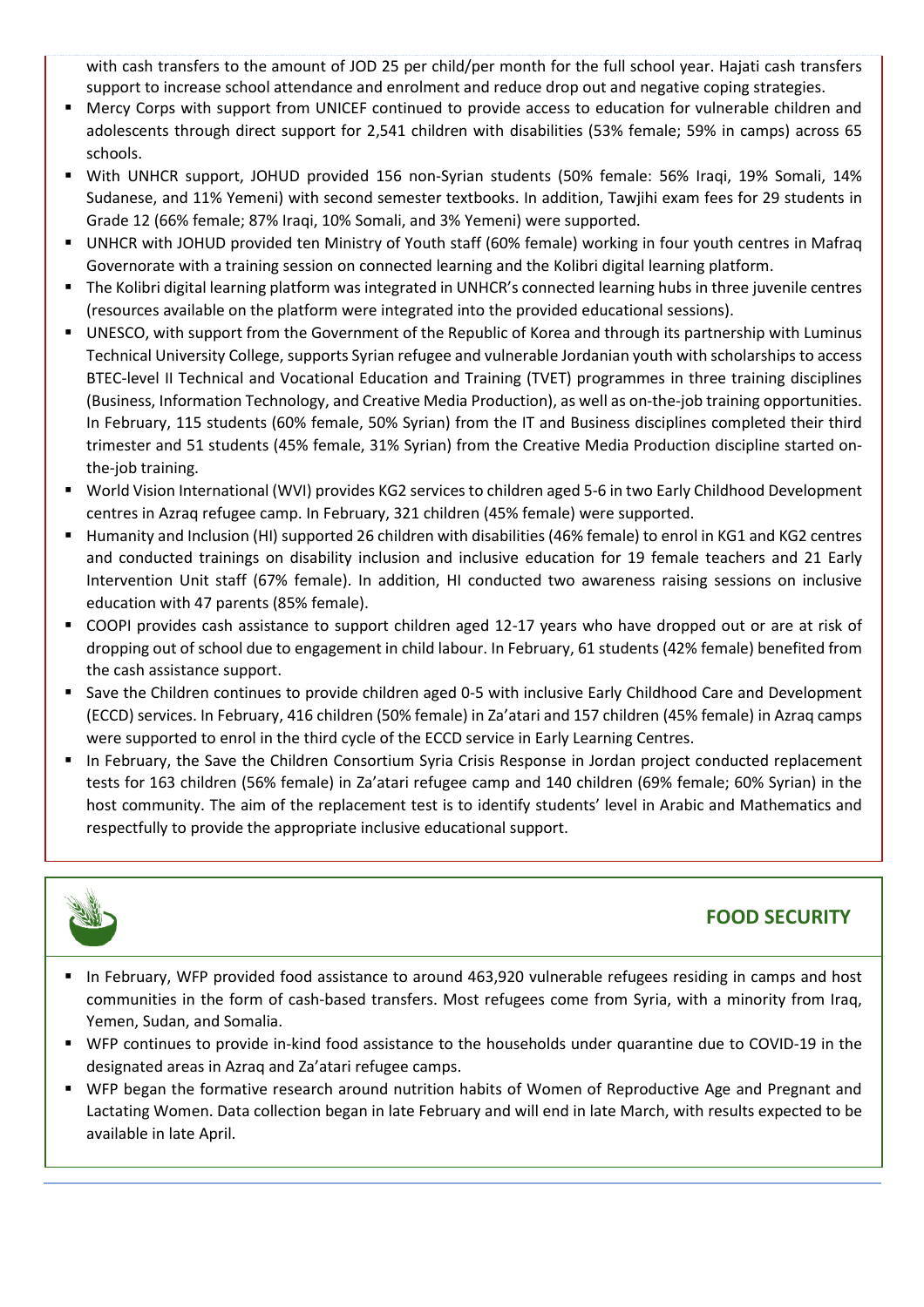with cash transfers to the amount of JOD 25 per child/per month for the full school year. Hajati cash transfers support to increase school attendance and enrolment and reduce drop out and negative coping strategies.

- Mercy Corps with support from UNICEF continued to provide access to education for vulnerable children and adolescents through direct support for 2,541 children with disabilities (53% female; 59% in camps) across 65 schools.
- With UNHCR support, JOHUD provided 156 non-Syrian students (50% female: 56% Iraqi, 19% Somali, 14% Sudanese, and 11% Yemeni) with second semester textbooks. In addition, Tawjihi exam fees for 29 students in Grade 12 (66% female; 87% Iraqi, 10% Somali, and 3% Yemeni) were supported.
- UNHCR with JOHUD provided ten Ministry of Youth staff (60% female) working in four youth centres in Mafraq Governorate with a training session on connected learning and the Kolibri digital learning platform.
- The Kolibri digital learning platform was integrated in UNHCR's connected learning hubs in three juvenile centres (resources available on the platform were integrated into the provided educational sessions).
- UNESCO, with support from the Government of the Republic of Korea and through its partnership with Luminus Technical University College, supports Syrian refugee and vulnerable Jordanian youth with scholarships to access BTEC-level II Technical and Vocational Education and Training (TVET) programmes in three training disciplines (Business, Information Technology, and Creative Media Production), as well as on-the-job training opportunities. In February, 115 students (60% female, 50% Syrian) from the IT and Business disciplines completed their third trimester and 51 students (45% female, 31% Syrian) from the Creative Media Production discipline started on-the-job training.
- World Vision International (WVI) provides KG2 services to children aged 5-6 in two Early Childhood Development centres in Azraq refugee camp. In February, 321 children (45% female) were supported.
- Humanity and Inclusion (HI) supported 26 children with disabilities (46% female) to enrol in KG1 and KG2 centres and conducted trainings on disability inclusion and inclusive education for 19 female teachers and 21 Early Intervention Unit staff (67% female). In addition, HI conducted two awareness raising sessions on inclusive education with 47 parents (85% female).
- COOPI provides cash assistance to support children aged 12-17 years who have dropped out or are at risk of dropping out of school due to engagement in child labour. In February, 61 students (42% female) benefited from the cash assistance support.
- Save the Children continues to provide children aged 0-5 with inclusive Early Childhood Care and Development (ECCD) services. In February, 416 children (50% female) in Za'atari and 157 children (45% female) in Azraq camps were supported to enrol in the third cycle of the ECCD service in Early Learning Centres.
- In February, the Save the Children Consortium Syria Crisis Response in Jordan project conducted replacement tests for 163 children (56% female) in Za'atari refugee camp and 140 children (69% female; 60% Syrian) in the host community. The aim of the replacement test is to identify students' level in Arabic and Mathematics and respectfully to provide the appropriate inclusive educational support.

## FOOD SECURITY

- In February, WFP provided food assistance to around 463,920 vulnerable refugees residing in camps and host communities in the form of cash-based transfers. Most refugees come from Syria, with a minority from Iraq, Yemen, Sudan, and Somalia.
- WFP continues to provide in-kind food assistance to the households under quarantine due to COVID-19 in the designated areas in Azraq and Za'atari refugee camps.
- WFP began the formative research around nutrition habits of Women of Reproductive Age and Pregnant and Lactating Women. Data collection began in late February and will end in late March, with results expected to be available in late April.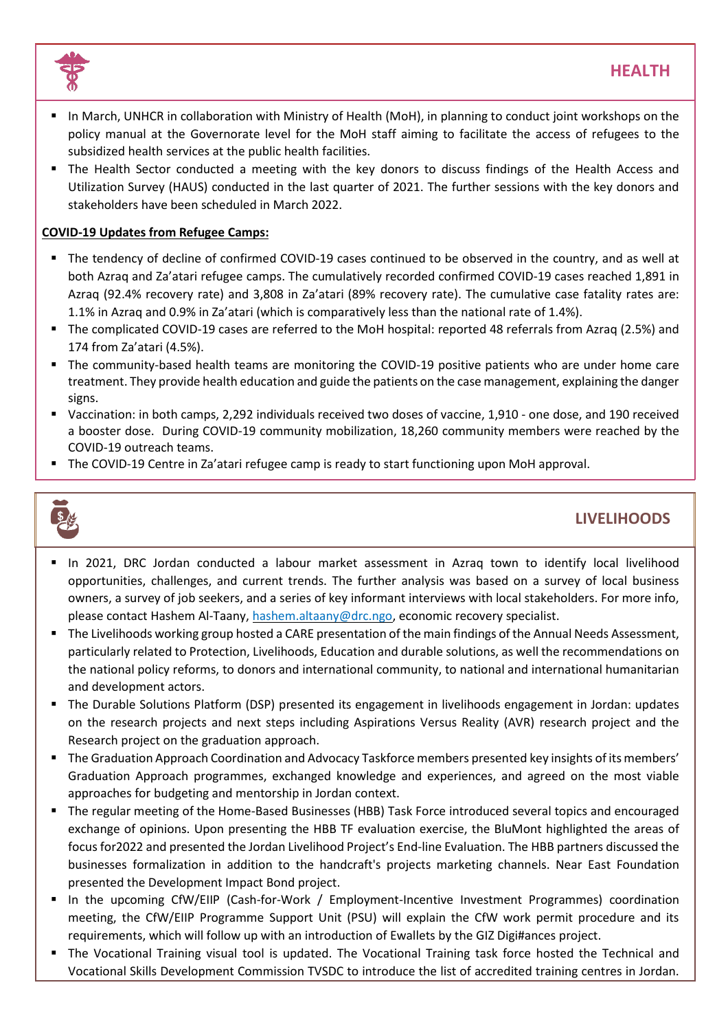## HEALTH

- In March, UNHCR in collaboration with Ministry of Health (MoH), in planning to conduct joint workshops on the policy manual at the Governorate level for the MoH staff aiming to facilitate the access of refugees to the subsidized health services at the public health facilities.
- The Health Sector conducted a meeting with the key donors to discuss findings of the Health Access and Utilization Survey (HAUS) conducted in the last quarter of 2021. The further sessions with the key donors and stakeholders have been scheduled in March 2022.

**COVID-19 Updates from Refugee Camps:**

- The tendency of decline of confirmed COVID-19 cases continued to be observed in the country, and as well at both Azraq and Za'atari refugee camps. The cumulatively recorded confirmed COVID-19 cases reached 1,891 in Azraq (92.4% recovery rate) and 3,808 in Za'atari (89% recovery rate). The cumulative case fatality rates are: 1.1% in Azraq and 0.9% in Za'atari (which is comparatively less than the national rate of 1.4%).
- The complicated COVID-19 cases are referred to the MoH hospital: reported 48 referrals from Azraq (2.5%) and 174 from Za'atari (4.5%).
- The community-based health teams are monitoring the COVID-19 positive patients who are under home care treatment. They provide health education and guide the patients on the case management, explaining the danger signs.
- Vaccination: in both camps, 2,292 individuals received two doses of vaccine, 1,910 - one dose, and 190 received a booster dose. During COVID-19 community mobilization, 18,260 community members were reached by the COVID-19 outreach teams.
- The COVID-19 Centre in Za'atari refugee camp is ready to start functioning upon MoH approval.

## LIVELIHOODS

- In 2021, DRC Jordan conducted a labour market assessment in Azraq town to identify local livelihood opportunities, challenges, and current trends. The further analysis was based on a survey of local business owners, a survey of job seekers, and a series of key informant interviews with local stakeholders. For more info, please contact Hashem Al-Taany, hashem.altaany@drc.ngo, economic recovery specialist.
- The Livelihoods working group hosted a CARE presentation of the main findings of the Annual Needs Assessment, particularly related to Protection, Livelihoods, Education and durable solutions, as well the recommendations on the national policy reforms, to donors and international community, to national and international humanitarian and development actors.
- The Durable Solutions Platform (DSP) presented its engagement in livelihoods engagement in Jordan: updates on the research projects and next steps including Aspirations Versus Reality (AVR) research project and the Research project on the graduation approach.
- The Graduation Approach Coordination and Advocacy Taskforce members presented key insights of its members' Graduation Approach programmes, exchanged knowledge and experiences, and agreed on the most viable approaches for budgeting and mentorship in Jordan context.
- The regular meeting of the Home-Based Businesses (HBB) Task Force introduced several topics and encouraged exchange of opinions. Upon presenting the HBB TF evaluation exercise, the BluMont highlighted the areas of focus for2022 and presented the Jordan Livelihood Project's End-line Evaluation. The HBB partners discussed the businesses formalization in addition to the handcraft's projects marketing channels. Near East Foundation presented the Development Impact Bond project.
- In the upcoming CfW/EIIP (Cash-for-Work / Employment-Incentive Investment Programmes) coordination meeting, the CfW/EIIP Programme Support Unit (PSU) will explain the CfW work permit procedure and its requirements, which will follow up with an introduction of Ewallets by the GIZ Digi#ances project.
- The Vocational Training visual tool is updated. The Vocational Training task force hosted the Technical and Vocational Skills Development Commission TVSDC to introduce the list of accredited training centres in Jordan.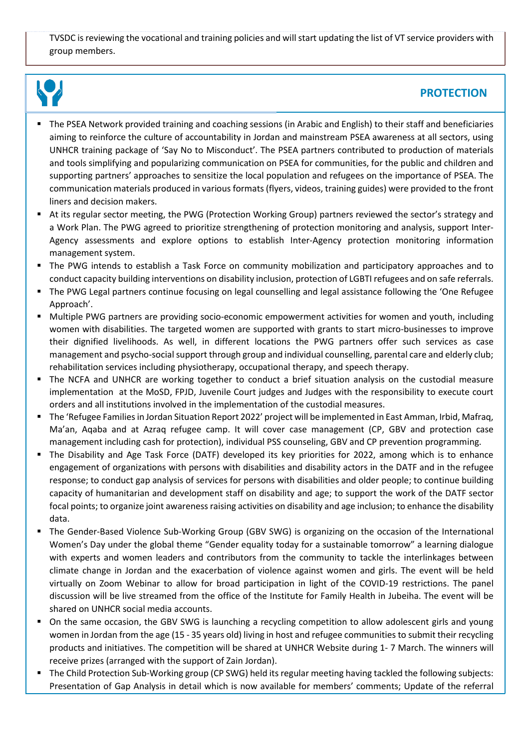TVSDC is reviewing the vocational and training policies and will start updating the list of VT service providers with group members.

## PROTECTION

- The PSEA Network provided training and coaching sessions (in Arabic and English) to their staff and beneficiaries aiming to reinforce the culture of accountability in Jordan and mainstream PSEA awareness at all sectors, using UNHCR training package of 'Say No to Misconduct'. The PSEA partners contributed to production of materials and tools simplifying and popularizing communication on PSEA for communities, for the public and children and supporting partners' approaches to sensitize the local population and refugees on the importance of PSEA. The communication materials produced in various formats (flyers, videos, training guides) were provided to the front liners and decision makers.
- At its regular sector meeting, the PWG (Protection Working Group) partners reviewed the sector's strategy and a Work Plan. The PWG agreed to prioritize strengthening of protection monitoring and analysis, support Inter-Agency assessments and explore options to establish Inter-Agency protection monitoring information management system.
- The PWG intends to establish a Task Force on community mobilization and participatory approaches and to conduct capacity building interventions on disability inclusion, protection of LGBTI refugees and on safe referrals.
- The PWG Legal partners continue focusing on legal counselling and legal assistance following the 'One Refugee Approach'.
- Multiple PWG partners are providing socio-economic empowerment activities for women and youth, including women with disabilities. The targeted women are supported with grants to start micro-businesses to improve their dignified livelihoods. As well, in different locations the PWG partners offer such services as case management and psycho-social support through group and individual counselling, parental care and elderly club; rehabilitation services including physiotherapy, occupational therapy, and speech therapy.
- The NCFA and UNHCR are working together to conduct a brief situation analysis on the custodial measure implementation at the MoSD, FPJD, Juvenile Court judges and Judges with the responsibility to execute court orders and all institutions involved in the implementation of the custodial measures.
- The 'Refugee Families in Jordan Situation Report 2022' project will be implemented in East Amman, Irbid, Mafraq, Ma'an, Aqaba and at Azraq refugee camp. It will cover case management (CP, GBV and protection case management including cash for protection), individual PSS counseling, GBV and CP prevention programming.
- The Disability and Age Task Force (DATF) developed its key priorities for 2022, among which is to enhance engagement of organizations with persons with disabilities and disability actors in the DATF and in the refugee response; to conduct gap analysis of services for persons with disabilities and older people; to continue building capacity of humanitarian and development staff on disability and age; to support the work of the DATF sector focal points; to organize joint awareness raising activities on disability and age inclusion; to enhance the disability data.
- The Gender-Based Violence Sub-Working Group (GBV SWG) is organizing on the occasion of the International Women's Day under the global theme "Gender equality today for a sustainable tomorrow" a learning dialogue with experts and women leaders and contributors from the community to tackle the interlinkages between climate change in Jordan and the exacerbation of violence against women and girls. The event will be held virtually on Zoom Webinar to allow for broad participation in light of the COVID-19 restrictions. The panel discussion will be live streamed from the office of the Institute for Family Health in Jubeiha. The event will be shared on UNHCR social media accounts.
- On the same occasion, the GBV SWG is launching a recycling competition to allow adolescent girls and young women in Jordan from the age (15 - 35 years old) living in host and refugee communities to submit their recycling products and initiatives. The competition will be shared at UNHCR Website during 1- 7 March. The winners will receive prizes (arranged with the support of Zain Jordan).
- The Child Protection Sub-Working group (CP SWG) held its regular meeting having tackled the following subjects: Presentation of Gap Analysis in detail which is now available for members' comments; Update of the referral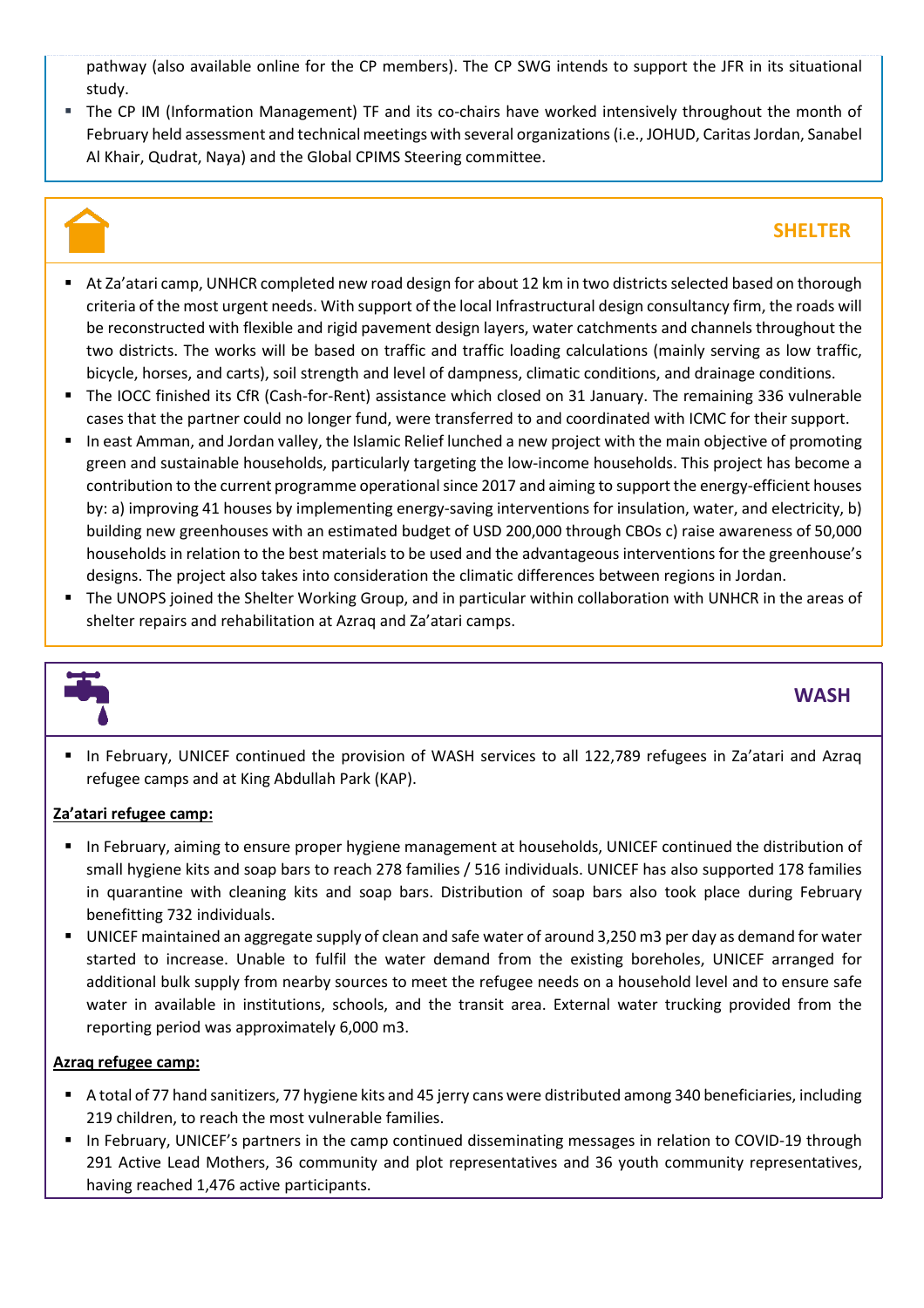pathway (also available online for the CP members). The CP SWG intends to support the JFR in its situational study.

- The CP IM (Information Management) TF and its co-chairs have worked intensively throughout the month of February held assessment and technical meetings with several organizations (i.e., JOHUD, Caritas Jordan, Sanabel Al Khair, Qudrat, Naya) and the Global CPIMS Steering committee.

## SHELTER

- At Za'atari camp, UNHCR completed new road design for about 12 km in two districts selected based on thorough criteria of the most urgent needs. With support of the local Infrastructural design consultancy firm, the roads will be reconstructed with flexible and rigid pavement design layers, water catchments and channels throughout the two districts. The works will be based on traffic and traffic loading calculations (mainly serving as low traffic, bicycle, horses, and carts), soil strength and level of dampness, climatic conditions, and drainage conditions.
- The IOCC finished its CfR (Cash-for-Rent) assistance which closed on 31 January. The remaining 336 vulnerable cases that the partner could no longer fund, were transferred to and coordinated with ICMC for their support.
- In east Amman, and Jordan valley, the Islamic Relief lunched a new project with the main objective of promoting green and sustainable households, particularly targeting the low-income households. This project has become a contribution to the current programme operational since 2017 and aiming to support the energy-efficient houses by: a) improving 41 houses by implementing energy-saving interventions for insulation, water, and electricity, b) building new greenhouses with an estimated budget of USD 200,000 through CBOs c) raise awareness of 50,000 households in relation to the best materials to be used and the advantageous interventions for the greenhouse's designs. The project also takes into consideration the climatic differences between regions in Jordan.
- The UNOPS joined the Shelter Working Group, and in particular within collaboration with UNHCR in the areas of shelter repairs and rehabilitation at Azraq and Za'atari camps.

## WASH

- In February, UNICEF continued the provision of WASH services to all 122,789 refugees in Za'atari and Azraq refugee camps and at King Abdullah Park (KAP).

**Za'atari refugee camp:**

- In February, aiming to ensure proper hygiene management at households, UNICEF continued the distribution of small hygiene kits and soap bars to reach 278 families / 516 individuals. UNICEF has also supported 178 families in quarantine with cleaning kits and soap bars. Distribution of soap bars also took place during February benefitting 732 individuals.
- UNICEF maintained an aggregate supply of clean and safe water of around 3,250 m3 per day as demand for water started to increase. Unable to fulfil the water demand from the existing boreholes, UNICEF arranged for additional bulk supply from nearby sources to meet the refugee needs on a household level and to ensure safe water in available in institutions, schools, and the transit area. External water trucking provided from the reporting period was approximately 6,000 m3.

**Azraq refugee camp:**

- A total of 77 hand sanitizers, 77 hygiene kits and 45 jerry cans were distributed among 340 beneficiaries, including 219 children, to reach the most vulnerable families.
- In February, UNICEF's partners in the camp continued disseminating messages in relation to COVID-19 through 291 Active Lead Mothers, 36 community and plot representatives and 36 youth community representatives, having reached 1,476 active participants.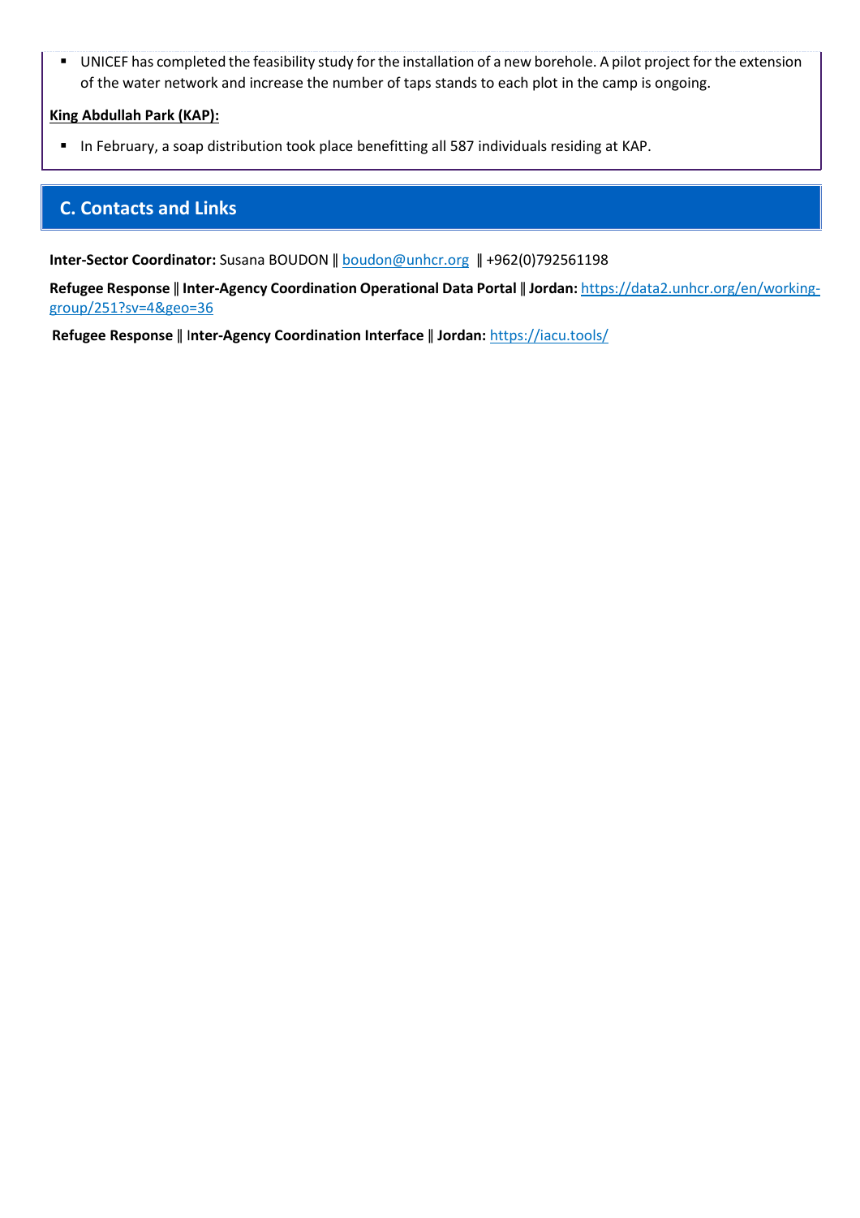- UNICEF has completed the feasibility study for the installation of a new borehole. A pilot project for the extension of the water network and increase the number of taps stands to each plot in the camp is ongoing.

**King Abdullah Park (KAP):**

- In February, a soap distribution took place benefitting all 587 individuals residing at KAP.

## C. Contacts and Links

**Inter-Sector Coordinator:** Susana BOUDON ‖ boudon@unhcr.org ‖ +962(0)792561198

**Refugee Response ‖ Inter-Agency Coordination Operational Data Portal ‖ Jordan:** https://data2.unhcr.org/en/working-group/251?sv=4&geo=36

**Refugee Response ‖ Inter-Agency Coordination Interface ‖ Jordan:** https://iacu.tools/